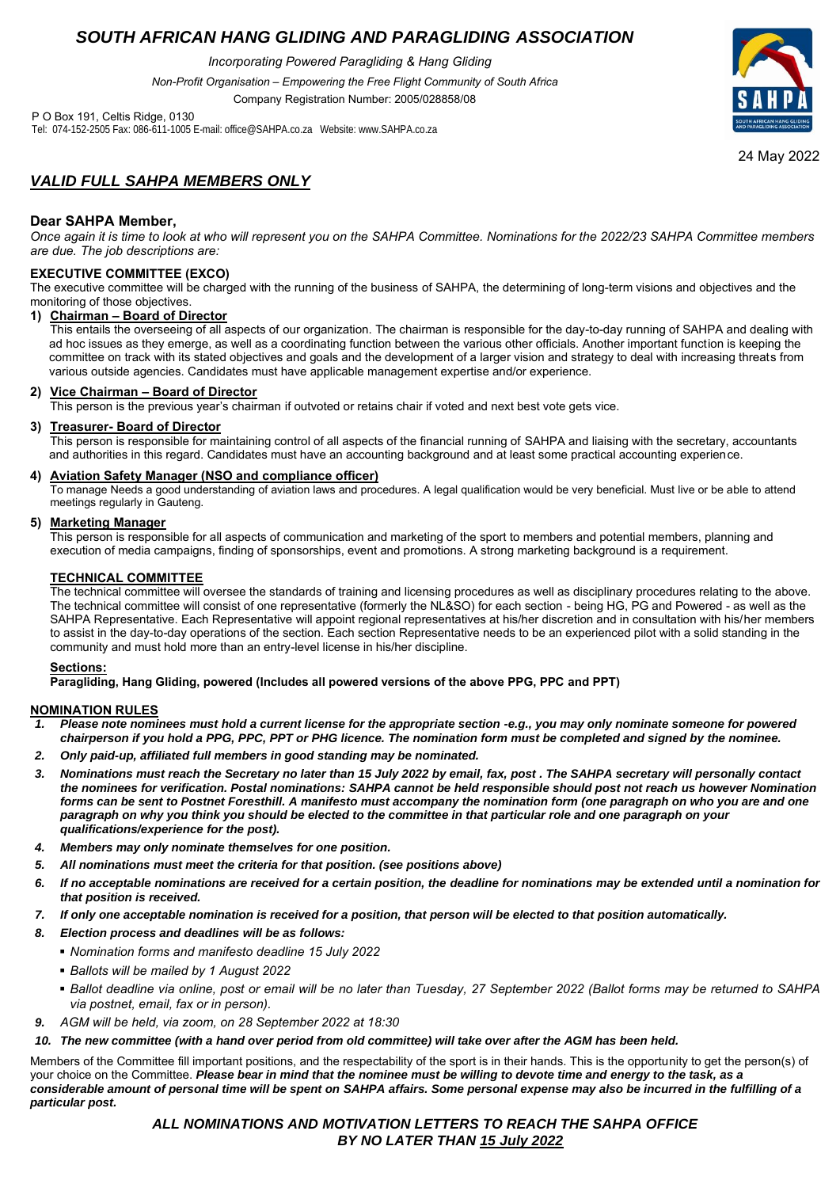# SOUTH AFRICAN HANG GLIDING AND PARAGLIDING ASSOCIATION

*Incorporating Powered Paragliding & Hang Gliding*

*Non-Profit Organisation – Empowering the Free Flight Community of South Africa*

Company Registration Number: 2005/028858/08

P O Box 191, Celtis Ridge, 0130
Tel: 074-152-2505 Fax: 086-611-1005 E-mail: office@SAHPA.co.za Website: www.SAHPA.co.za

24 May 2022

## ***VALID FULL SAHPA MEMBERS ONLY***

**Dear SAHPA Member,**

*Once again it is time to look at who will represent you on the SAHPA Committee. Nominations for the 2022/23 SAHPA Committee members are due. The job descriptions are:*

### EXECUTIVE COMMITTEE (EXCO)

The executive committee will be charged with the running of the business of SAHPA, the determining of long-term visions and objectives and the monitoring of those objectives.

1) **Chairman – Board of Director**
This entails the overseeing of all aspects of our organization. The chairman is responsible for the day-to-day running of SAHPA and dealing with ad hoc issues as they emerge, as well as a coordinating function between the various other officials. Another important function is keeping the committee on track with its stated objectives and goals and the development of a larger vision and strategy to deal with increasing threats from various outside agencies. Candidates must have applicable management expertise and/or experience.

2) **Vice Chairman – Board of Director**
This person is the previous year's chairman if outvoted or retains chair if voted and next best vote gets vice.

3) **Treasurer- Board of Director**
This person is responsible for maintaining control of all aspects of the financial running of SAHPA and liaising with the secretary, accountants and authorities in this regard. Candidates must have an accounting background and at least some practical accounting experience.

4) **Aviation Safety Manager (NSO and compliance officer)**
To manage Needs a good understanding of aviation laws and procedures. A legal qualification would be very beneficial. Must live or be able to attend meetings regularly in Gauteng.

5) **Marketing Manager**
This person is responsible for all aspects of communication and marketing of the sport to members and potential members, planning and execution of media campaigns, finding of sponsorships, event and promotions. A strong marketing background is a requirement.

### TECHNICAL COMMITTEE

The technical committee will oversee the standards of training and licensing procedures as well as disciplinary procedures relating to the above. The technical committee will consist of one representative (formerly the NL&SO) for each section - being HG, PG and Powered - as well as the SAHPA Representative. Each Representative will appoint regional representatives at his/her discretion and in consultation with his/her members to assist in the day-to-day operations of the section. Each section Representative needs to be an experienced pilot with a solid standing in the community and must hold more than an entry-level license in his/her discipline.

**Sections:**

**Paragliding, Hang Gliding, powered (Includes all powered versions of the above PPG, PPC and PPT)**

### NOMINATION RULES

1. ***Please note nominees must hold a current license for the appropriate section -e.g., you may only nominate someone for powered chairperson if you hold a PPG, PPC, PPT or PHG licence. The nomination form must be completed and signed by the nominee.***
2. ***Only paid-up, affiliated full members in good standing may be nominated.***
3. ***Nominations must reach the Secretary no later than 15 July 2022 by email, fax, post . The SAHPA secretary will personally contact the nominees for verification. Postal nominations: SAHPA cannot be held responsible should post not reach us however Nomination forms can be sent to Postnet Foresthill. A manifesto must accompany the nomination form (one paragraph on who you are and one paragraph on why you think you should be elected to the committee in that particular role and one paragraph on your qualifications/experience for the post).***
4. ***Members may only nominate themselves for one position.***
5. ***All nominations must meet the criteria for that position. (see positions above)***
6. ***If no acceptable nominations are received for a certain position, the deadline for nominations may be extended until a nomination for that position is received.***
7. ***If only one acceptable nomination is received for a position, that person will be elected to that position automatically.***
8. ***Election process and deadlines will be as follows:***
   - *Nomination forms and manifesto deadline 15 July 2022*
   - *Ballots will be mailed by 1 August 2022*
   - *Ballot deadline via online, post or email will be no later than Tuesday, 27 September 2022 (Ballot forms may be returned to SAHPA via postnet, email, fax or in person).*
9. *AGM will be held, via zoom, on 28 September 2022 at 18:30*
10. ***The new committee (with a hand over period from old committee) will take over after the AGM has been held.***

Members of the Committee fill important positions, and the respectability of the sport is in their hands. This is the opportunity to get the person(s) of your choice on the Committee. ***Please bear in mind that the nominee must be willing to devote time and energy to the task, as a considerable amount of personal time will be spent on SAHPA affairs. Some personal expense may also be incurred in the fulfilling of a particular post.***

***ALL NOMINATIONS AND MOTIVATION LETTERS TO REACH THE SAHPA OFFICE BY NO LATER THAN 15 July 2022***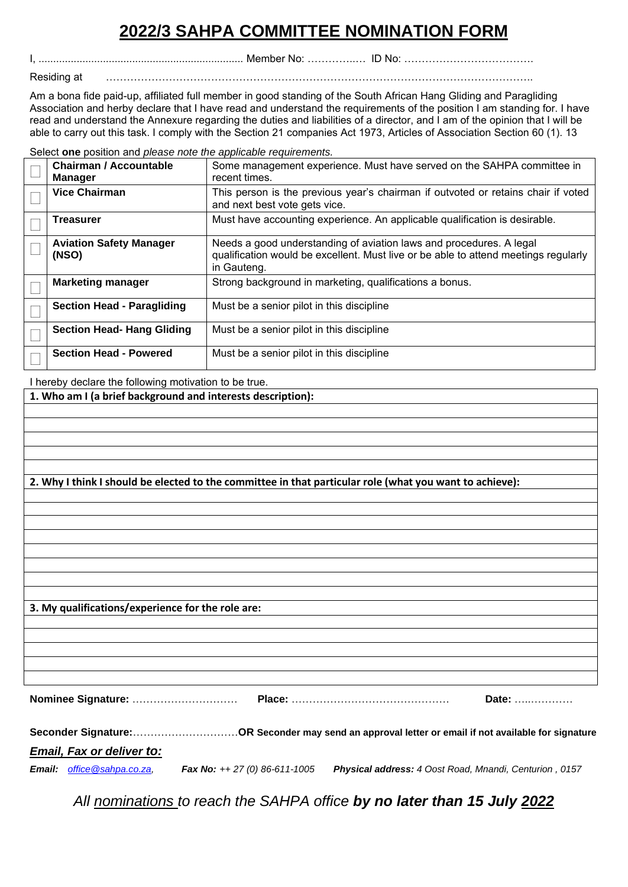// 2022/3 SAHPA COMMITTEE NOMINATION FORM

# 2022/3 SAHPA COMMITTEE NOMINATION FORM

I, ..................................................................... Member No: …………..… ID No: ……………………………….

Residing at ………………………………………………………………………………………………………..

Am a bona fide paid-up, affiliated full member in good standing of the South African Hang Gliding and Paragliding Association and herby declare that I have read and understand the requirements of the position I am standing for. I have read and understand the Annexure regarding the duties and liabilities of a director, and I am of the opinion that I will be able to carry out this task. I comply with the Section 21 companies Act 1973, Articles of Association Section 60 (1). 13

Select **one** position and *please note the applicable requirements.*

| | | |
|---|---|---|
| ☐ | **Chairman / Accountable Manager** | Some management experience. Must have served on the SAHPA committee in recent times. |
| ☐ | **Vice Chairman** | This person is the previous year's chairman if outvoted or retains chair if voted and next best vote gets vice. |
| ☐ | **Treasurer** | Must have accounting experience. An applicable qualification is desirable. |
| ☐ | **Aviation Safety Manager (NSO)** | Needs a good understanding of aviation laws and procedures. A legal qualification would be excellent. Must live or be able to attend meetings regularly in Gauteng. |
| ☐ | **Marketing manager** | Strong background in marketing, qualifications a bonus. |
| ☐ | **Section Head - Paragliding** | Must be a senior pilot in this discipline |
| ☐ | **Section Head- Hang Gliding** | Must be a senior pilot in this discipline |
| ☐ | **Section Head - Powered** | Must be a senior pilot in this discipline |

I hereby declare the following motivation to be true.

**1. Who am I (a brief background and interests description):**

**2. Why I think I should be elected to the committee in that particular role (what you want to achieve):**

**3. My qualifications/experience for the role are:**

**Nominee Signature:** ………………………… **Place:** ……………………………………… **Date:** …..…………

**Seconder Signature:**…………………………**OR Seconder may send an approval letter or email if not available for signature**

***Email, Fax or deliver to:***

***Email:*** *office@sahpa.co.za,* ***Fax No:*** *++ 27 (0) 86-611-1005* ***Physical address:*** *4 Oost Road, Mnandi, Centurion , 0157*

*All nominations to reach the SAHPA office* ***by no later than 15 July 2022***